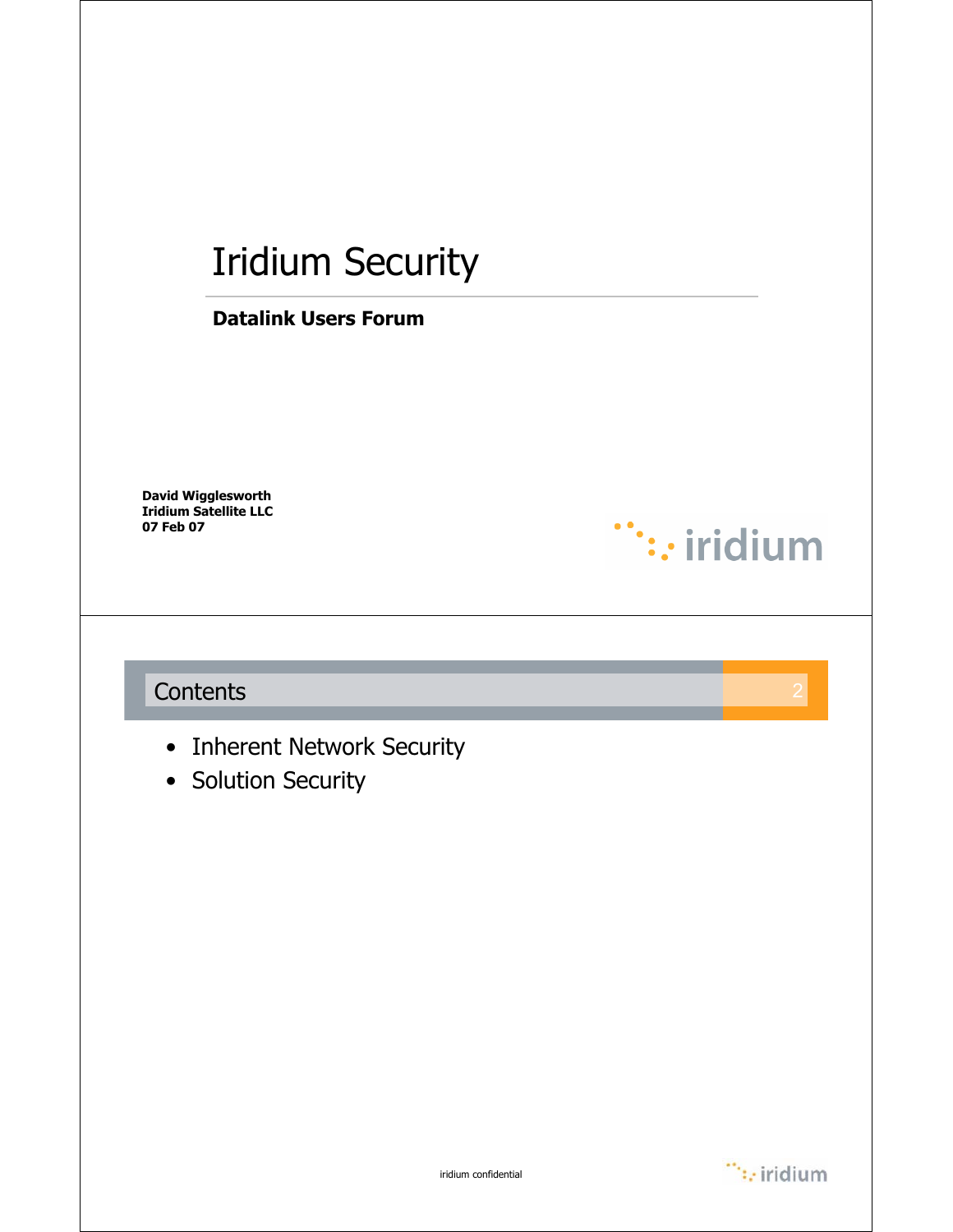# Iridium Security

**Datalink Users Forum**

**David Wigglesworth**
**Iridium Satellite LLC**
**07 Feb 07**

## Contents

- Inherent Network Security
- Solution Security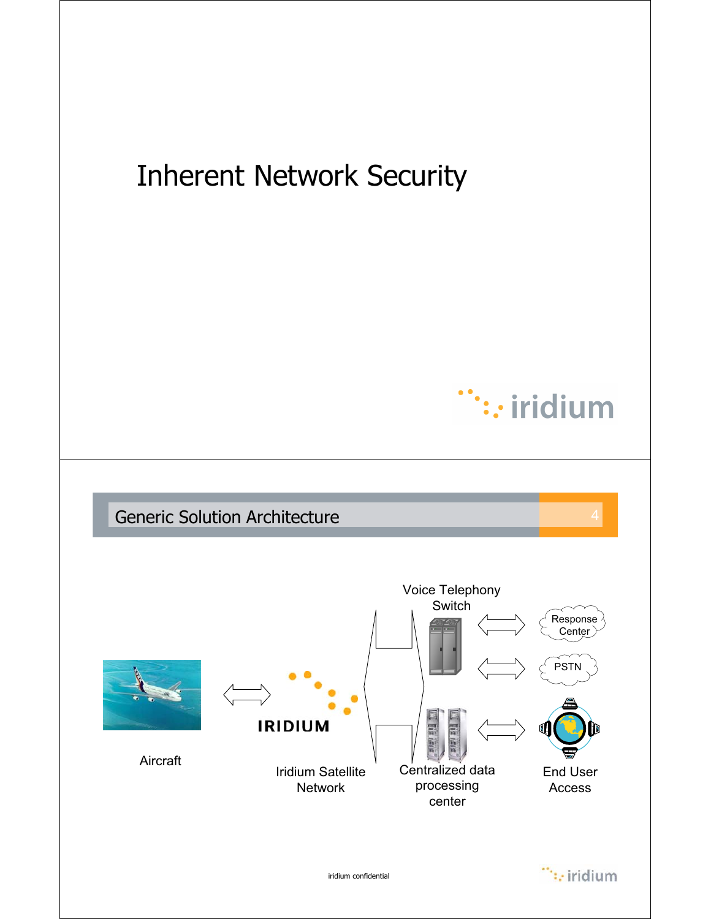# Inherent Network Security

## Generic Solution Architecture

Voice Telephony Switch

Response Center

PSTN

Aircraft

IRIDIUM

Iridium Satellite Network

Centralized data processing center

End User Access

iridium confidential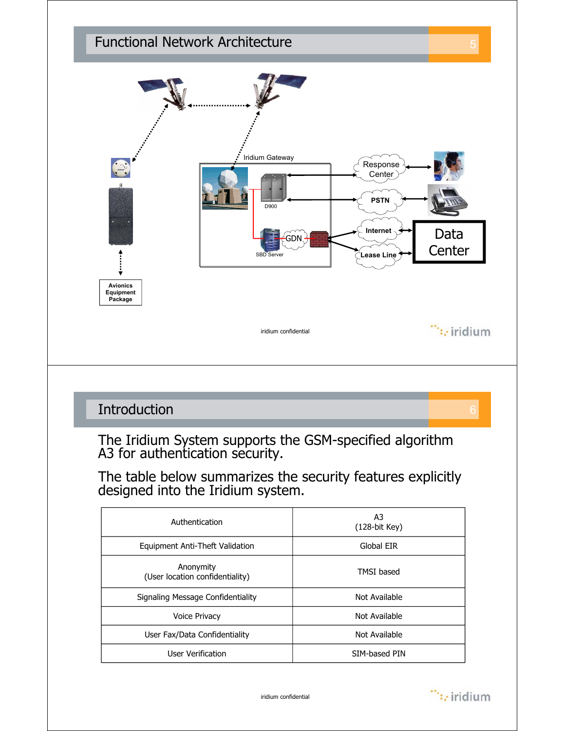## Functional Network Architecture

Iridium Gateway

D900

SBD Server

GDN

Response Center

PSTN

Internet

Lease Line

Data Center

Avionics Equipment Package

iridium confidential

## Introduction

The Iridium System supports the GSM-specified algorithm A3 for authentication security.

The table below summarizes the security features explicitly designed into the Iridium system.

| Feature | Implementation |
|---|---|
| Authentication | A3 (128-bit Key) |
| Equipment Anti-Theft Validation | Global EIR |
| Anonymity (User location confidentiality) | TMSI based |
| Signaling Message Confidentiality | Not Available |
| Voice Privacy | Not Available |
| User Fax/Data Confidentiality | Not Available |
| User Verification | SIM-based PIN |

iridium confidential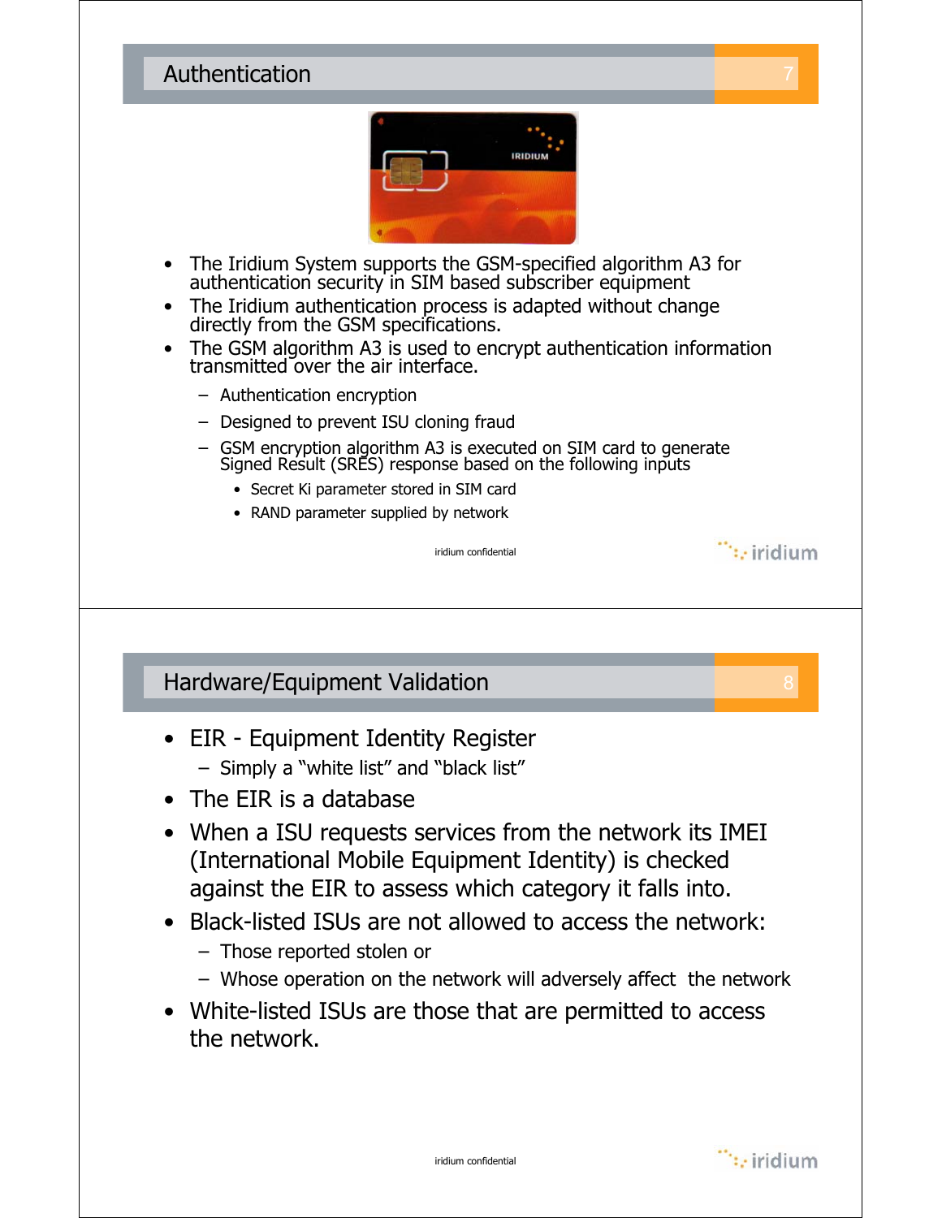## Authentication

- The Iridium System supports the GSM-specified algorithm A3 for authentication security in SIM based subscriber equipment
- The Iridium authentication process is adapted without change directly from the GSM specifications.
- The GSM algorithm A3 is used to encrypt authentication information transmitted over the air interface.
  - Authentication encryption
  - Designed to prevent ISU cloning fraud
  - GSM encryption algorithm A3 is executed on SIM card to generate Signed Result (SRES) response based on the following inputs
    - Secret Ki parameter stored in SIM card
    - RAND parameter supplied by network

iridium confidential

## Hardware/Equipment Validation

- EIR - Equipment Identity Register
  - Simply a "white list" and "black list"
- The EIR is a database
- When a ISU requests services from the network its IMEI (International Mobile Equipment Identity) is checked against the EIR to assess which category it falls into.
- Black-listed ISUs are not allowed to access the network:
  - Those reported stolen or
  - Whose operation on the network will adversely affect the network
- White-listed ISUs are those that are permitted to access the network.

iridium confidential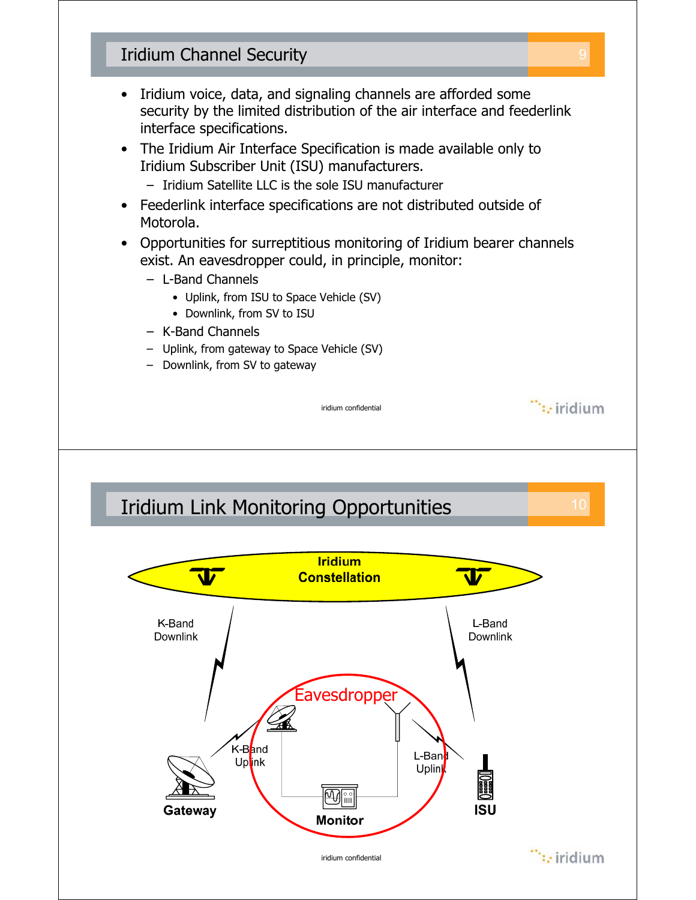## Iridium Channel Security

- Iridium voice, data, and signaling channels are afforded some security by the limited distribution of the air interface and feederlink interface specifications.
- The Iridium Air Interface Specification is made available only to Iridium Subscriber Unit (ISU) manufacturers.
  - Iridium Satellite LLC is the sole ISU manufacturer
- Feederlink interface specifications are not distributed outside of Motorola.
- Opportunities for surreptitious monitoring of Iridium bearer channels exist. An eavesdropper could, in principle, monitor:
  - L-Band Channels
    - Uplink, from ISU to Space Vehicle (SV)
    - Downlink, from SV to ISU
  - K-Band Channels
  - Uplink, from gateway to Space Vehicle (SV)
  - Downlink, from SV to gateway

iridium confidential

## Iridium Link Monitoring Opportunities

Iridium Constellation

K-Band Downlink

L-Band Downlink

Eavesdropper

K-Band Uplink

L-Band Uplink

Gateway

Monitor

ISU

iridium confidential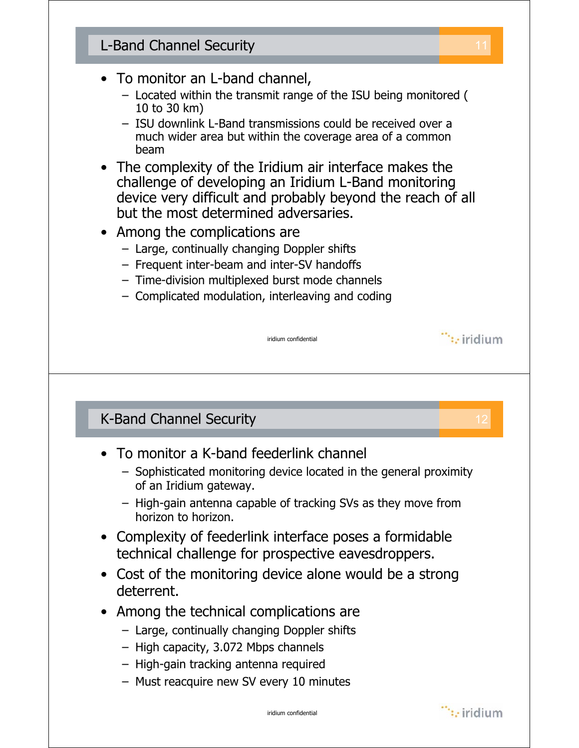## L-Band Channel Security

- To monitor an L-band channel,
  - Located within the transmit range of the ISU being monitored ( 10 to 30 km)
  - ISU downlink L-Band transmissions could be received over a much wider area but within the coverage area of a common beam
- The complexity of the Iridium air interface makes the challenge of developing an Iridium L-Band monitoring device very difficult and probably beyond the reach of all but the most determined adversaries.
- Among the complications are
  - Large, continually changing Doppler shifts
  - Frequent inter-beam and inter-SV handoffs
  - Time-division multiplexed burst mode channels
  - Complicated modulation, interleaving and coding

iridium confidential

## K-Band Channel Security

- To monitor a K-band feederlink channel
  - Sophisticated monitoring device located in the general proximity of an Iridium gateway.
  - High-gain antenna capable of tracking SVs as they move from horizon to horizon.
- Complexity of feederlink interface poses a formidable technical challenge for prospective eavesdroppers.
- Cost of the monitoring device alone would be a strong deterrent.
- Among the technical complications are
  - Large, continually changing Doppler shifts
  - High capacity, 3.072 Mbps channels
  - High-gain tracking antenna required
  - Must reacquire new SV every 10 minutes

iridium confidential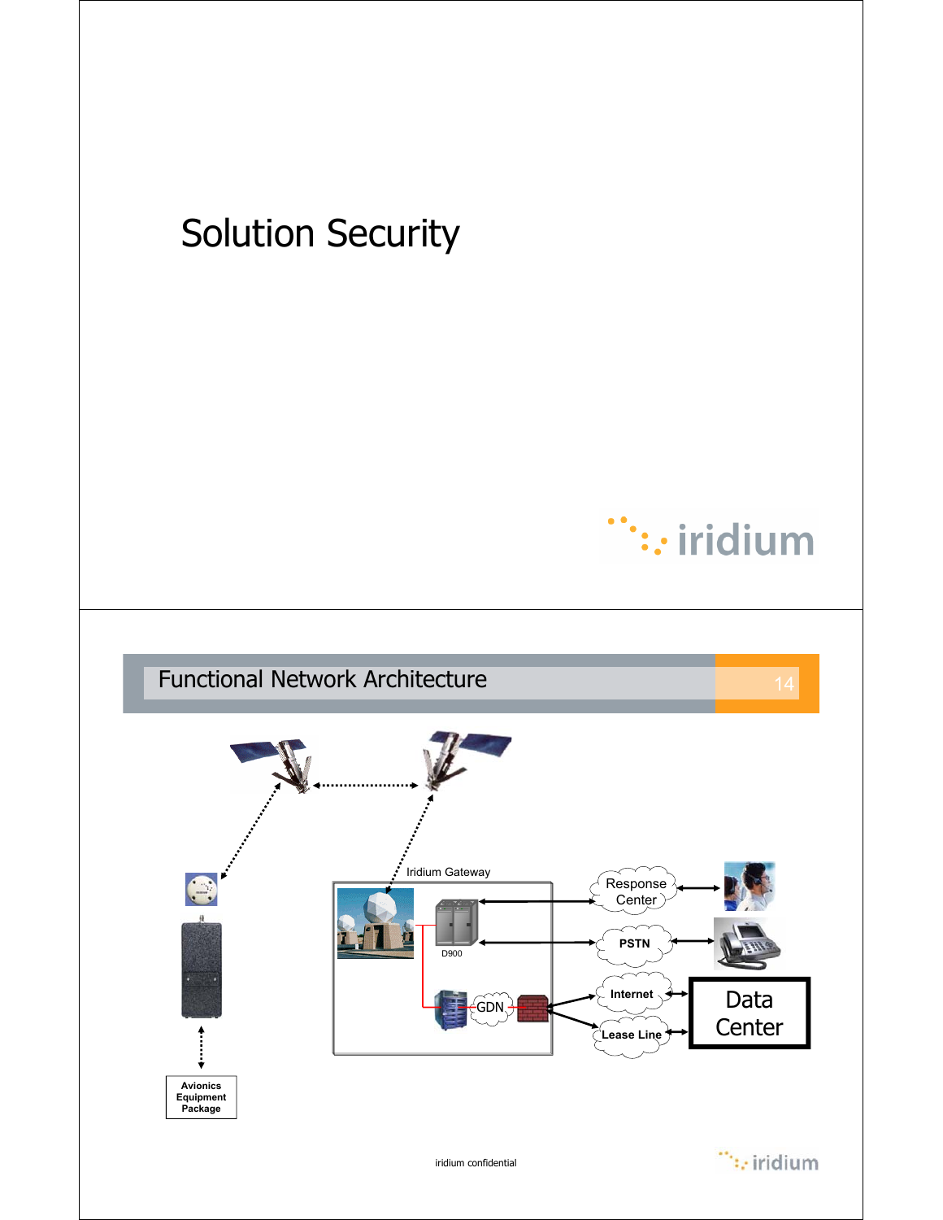# Solution Security

## Functional Network Architecture

Iridium Gateway

D900

GDN

Response Center

PSTN

Internet

Lease Line

Data Center

Avionics Equipment Package

iridium confidential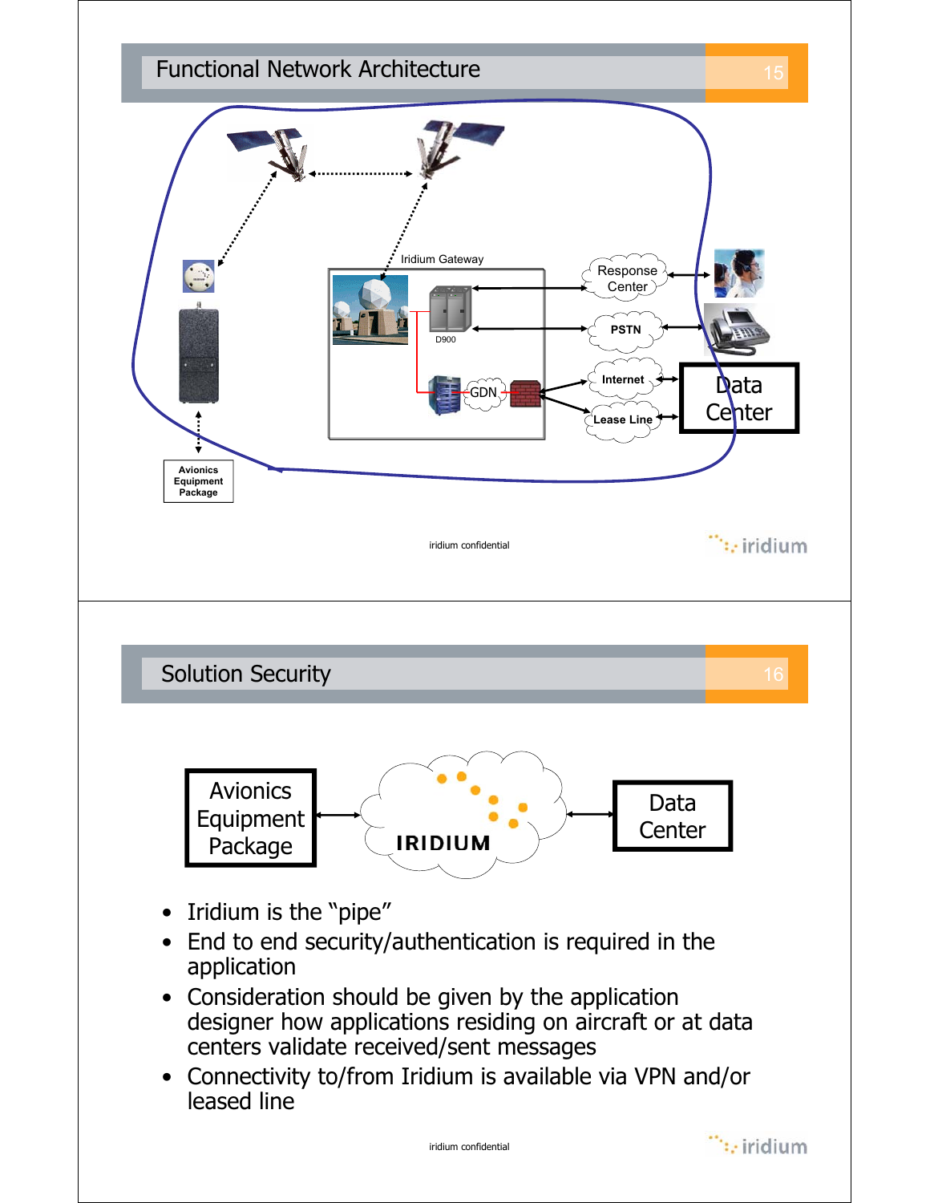## Functional Network Architecture

Iridium Gateway

D900

GDN

Response Center

PSTN

Internet

Lease Line

Data Center

Avionics Equipment Package

iridium confidential

## Solution Security

Avionics Equipment Package

IRIDIUM

Data Center

- Iridium is the "pipe"
- End to end security/authentication is required in the application
- Consideration should be given by the application designer how applications residing on aircraft or at data centers validate received/sent messages
- Connectivity to/from Iridium is available via VPN and/or leased line

iridium confidential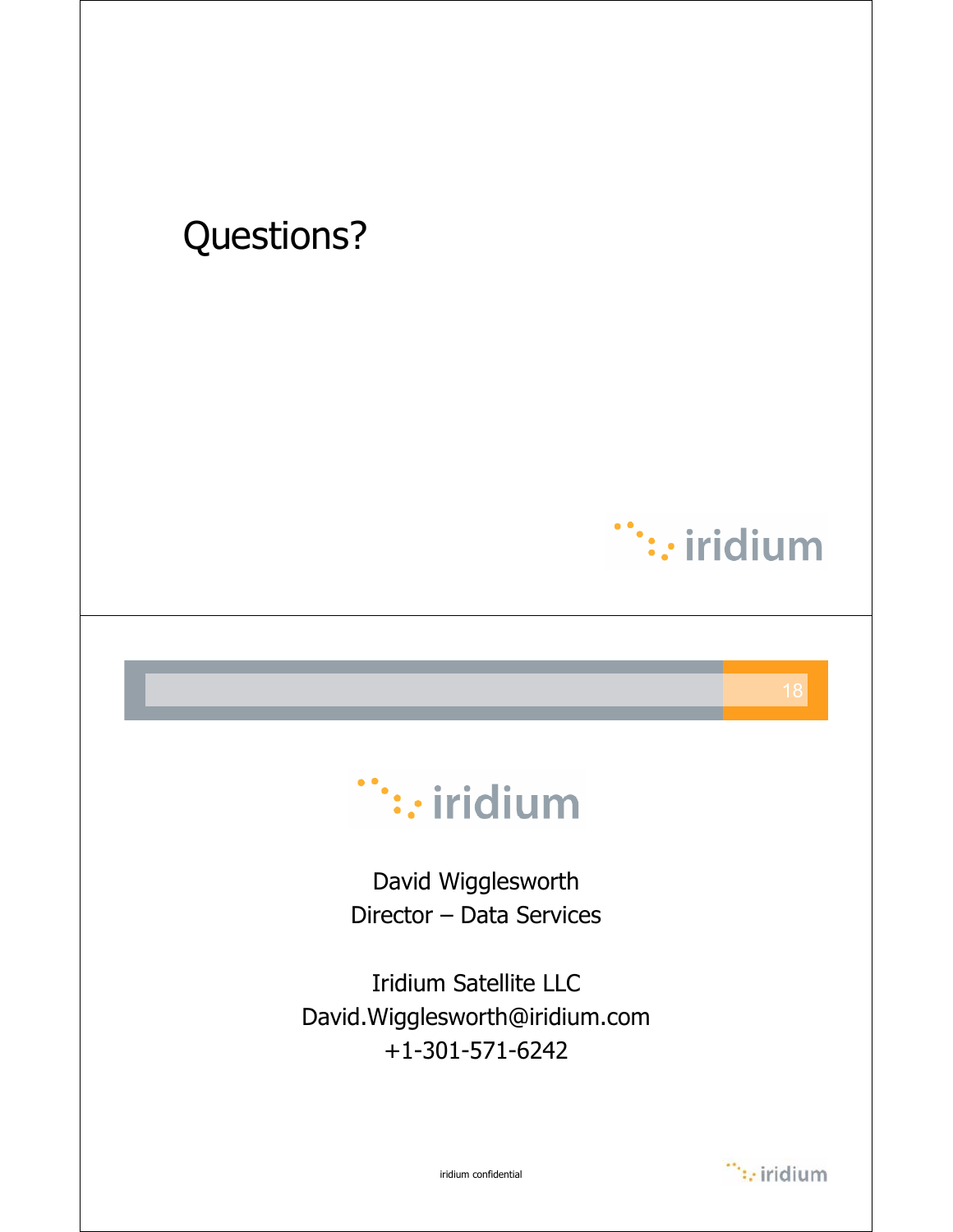# Questions?

David Wigglesworth
Director – Data Services

Iridium Satellite LLC
David.Wigglesworth@iridium.com
+1-301-571-6242

iridium confidential